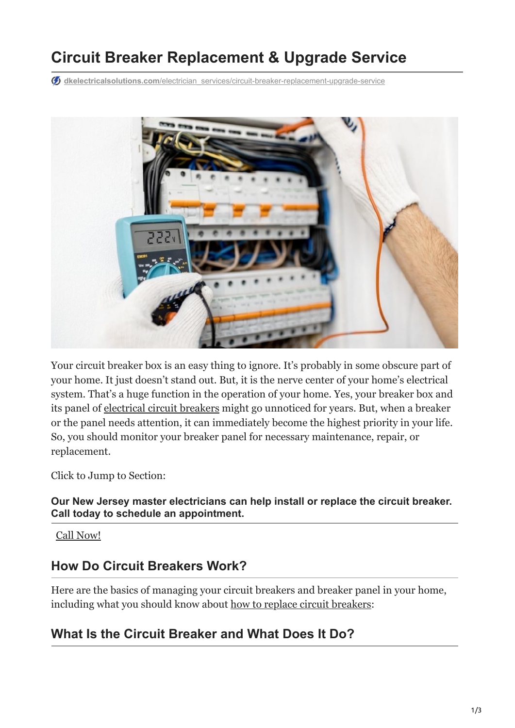# Circuit Breaker Replacement & Upgrade Service

dkelectricalsolutions.com/electrician_services/circuit-breaker-replacement-upgrade-service

Your circuit breaker box is an easy thing to ignore. It's probably in some obscure part of your home. It just doesn't stand out. But, it is the nerve center of your home's electrical system. That's a huge function in the operation of your home. Yes, your breaker box and its panel of electrical circuit breakers might go unnoticed for years. But, when a breaker or the panel needs attention, it can immediately become the highest priority in your life. So, you should monitor your breaker panel for necessary maintenance, repair, or replacement.

Click to Jump to Section:

**Our New Jersey master electricians can help install or replace the circuit breaker. Call today to schedule an appointment.**

Call Now!

## How Do Circuit Breakers Work?

Here are the basics of managing your circuit breakers and breaker panel in your home, including what you should know about how to replace circuit breakers:

## What Is the Circuit Breaker and What Does It Do?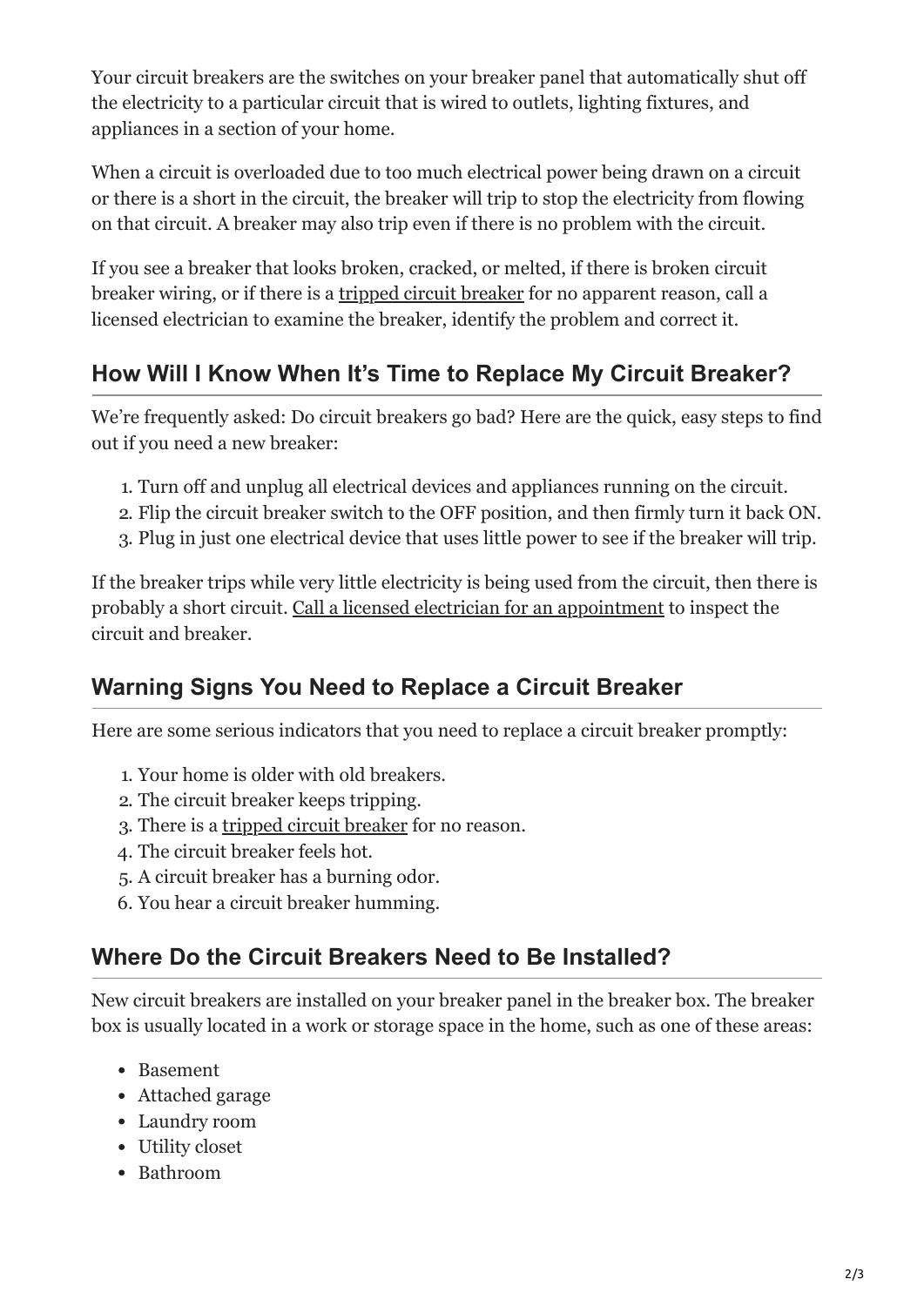Your circuit breakers are the switches on your breaker panel that automatically shut off the electricity to a particular circuit that is wired to outlets, lighting fixtures, and appliances in a section of your home.

When a circuit is overloaded due to too much electrical power being drawn on a circuit or there is a short in the circuit, the breaker will trip to stop the electricity from flowing on that circuit. A breaker may also trip even if there is no problem with the circuit.

If you see a breaker that looks broken, cracked, or melted, if there is broken circuit breaker wiring, or if there is a tripped circuit breaker for no apparent reason, call a licensed electrician to examine the breaker, identify the problem and correct it.

## How Will I Know When It's Time to Replace My Circuit Breaker?

We're frequently asked: Do circuit breakers go bad? Here are the quick, easy steps to find out if you need a new breaker:

1. Turn off and unplug all electrical devices and appliances running on the circuit.
2. Flip the circuit breaker switch to the OFF position, and then firmly turn it back ON.
3. Plug in just one electrical device that uses little power to see if the breaker will trip.

If the breaker trips while very little electricity is being used from the circuit, then there is probably a short circuit. Call a licensed electrician for an appointment to inspect the circuit and breaker.

## Warning Signs You Need to Replace a Circuit Breaker

Here are some serious indicators that you need to replace a circuit breaker promptly:

1. Your home is older with old breakers.
2. The circuit breaker keeps tripping.
3. There is a tripped circuit breaker for no reason.
4. The circuit breaker feels hot.
5. A circuit breaker has a burning odor.
6. You hear a circuit breaker humming.

## Where Do the Circuit Breakers Need to Be Installed?

New circuit breakers are installed on your breaker panel in the breaker box. The breaker box is usually located in a work or storage space in the home, such as one of these areas:

- Basement
- Attached garage
- Laundry room
- Utility closet
- Bathroom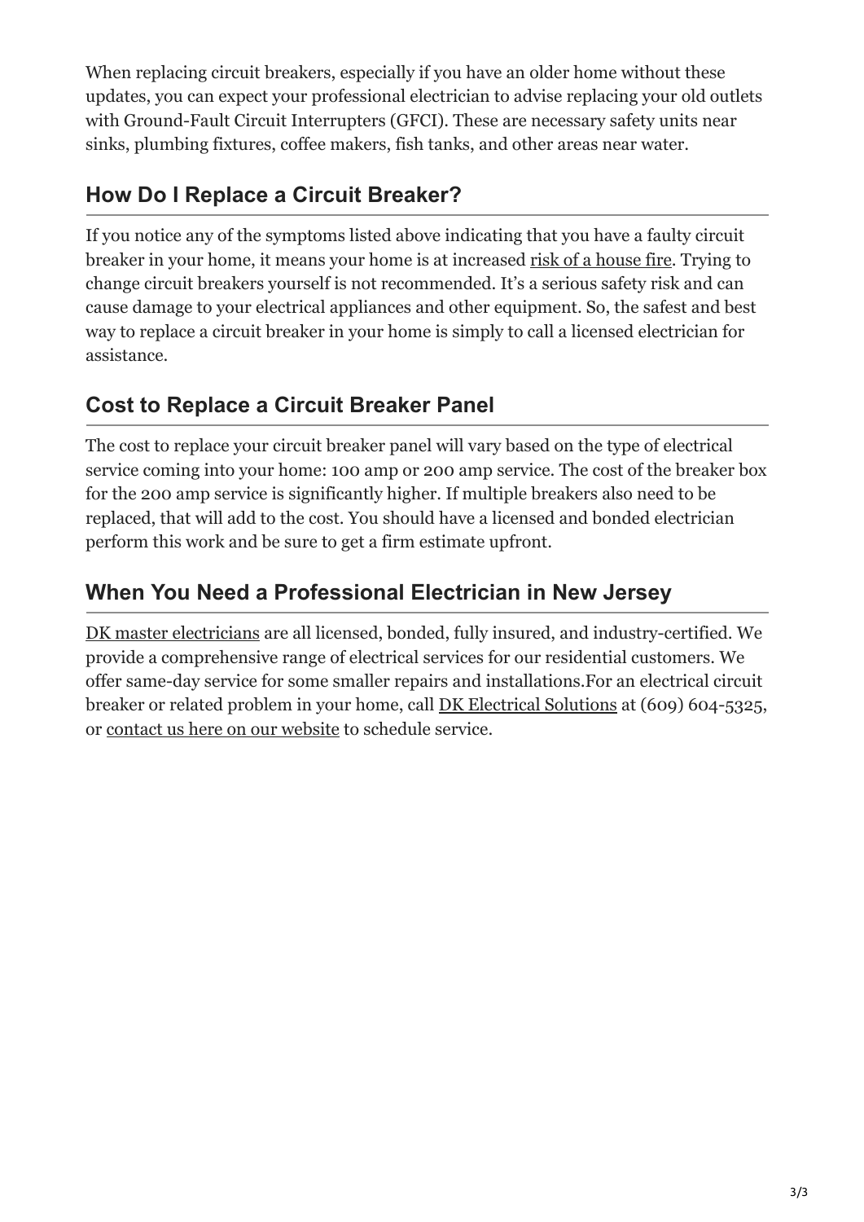When replacing circuit breakers, especially if you have an older home without these updates, you can expect your professional electrician to advise replacing your old outlets with Ground-Fault Circuit Interrupters (GFCI). These are necessary safety units near sinks, plumbing fixtures, coffee makers, fish tanks, and other areas near water.

## How Do I Replace a Circuit Breaker?

If you notice any of the symptoms listed above indicating that you have a faulty circuit breaker in your home, it means your home is at increased risk of a house fire. Trying to change circuit breakers yourself is not recommended. It's a serious safety risk and can cause damage to your electrical appliances and other equipment. So, the safest and best way to replace a circuit breaker in your home is simply to call a licensed electrician for assistance.

## Cost to Replace a Circuit Breaker Panel

The cost to replace your circuit breaker panel will vary based on the type of electrical service coming into your home: 100 amp or 200 amp service. The cost of the breaker box for the 200 amp service is significantly higher. If multiple breakers also need to be replaced, that will add to the cost. You should have a licensed and bonded electrician perform this work and be sure to get a firm estimate upfront.

## When You Need a Professional Electrician in New Jersey

DK master electricians are all licensed, bonded, fully insured, and industry-certified. We provide a comprehensive range of electrical services for our residential customers. We offer same-day service for some smaller repairs and installations.For an electrical circuit breaker or related problem in your home, call DK Electrical Solutions at (609) 604-5325, or contact us here on our website to schedule service.